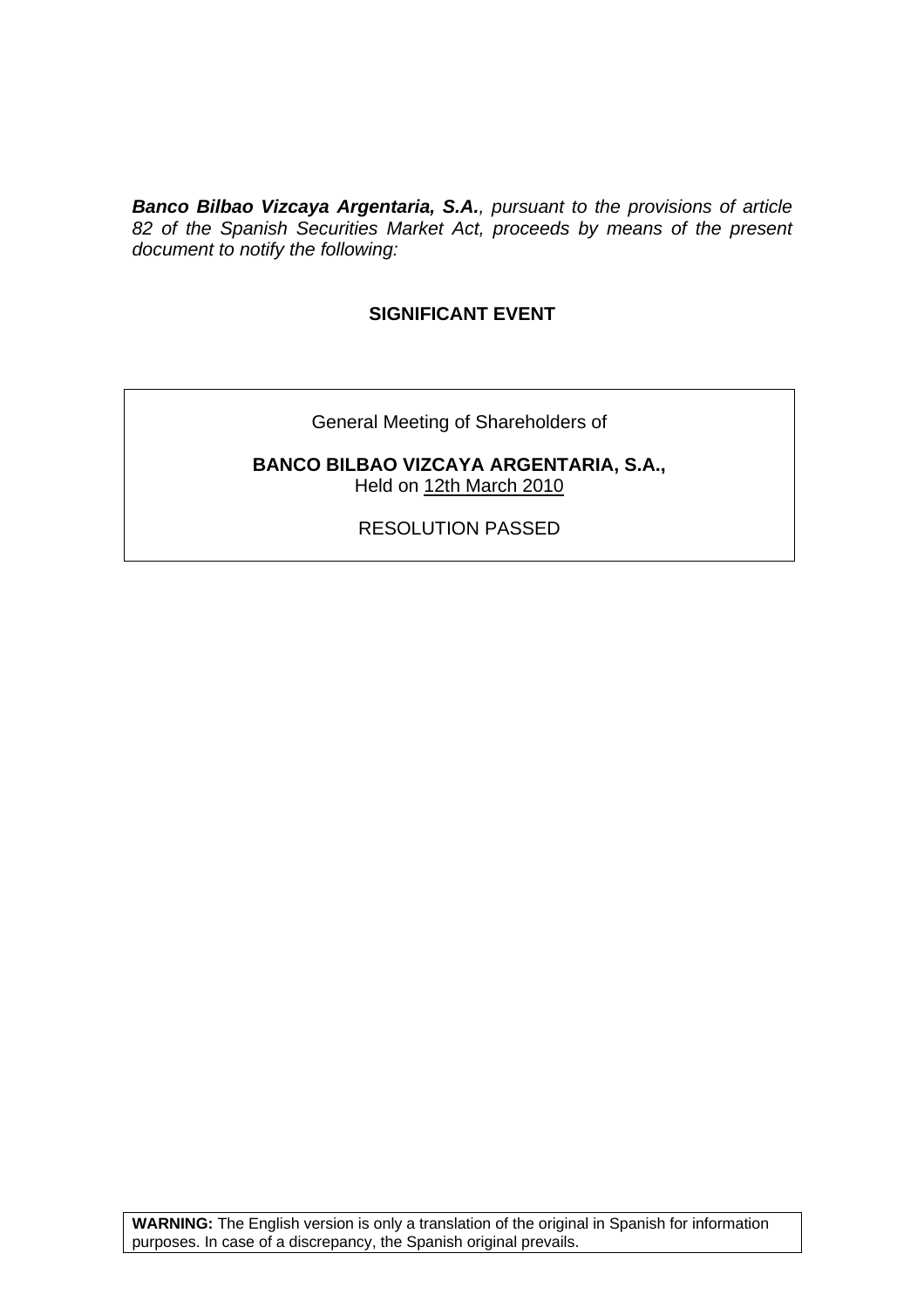***Banco Bilbao Vizcaya Argentaria, S.A.**, pursuant to the provisions of article 82 of the Spanish Securities Market Act, proceeds by means of the present document to notify the following:*

## SIGNIFICANT EVENT

General Meeting of Shareholders of

**BANCO BILBAO VIZCAYA ARGENTARIA, S.A.,**
Held on 12th March 2010

RESOLUTION PASSED

**WARNING:** The English version is only a translation of the original in Spanish for information purposes. In case of a discrepancy, the Spanish original prevails.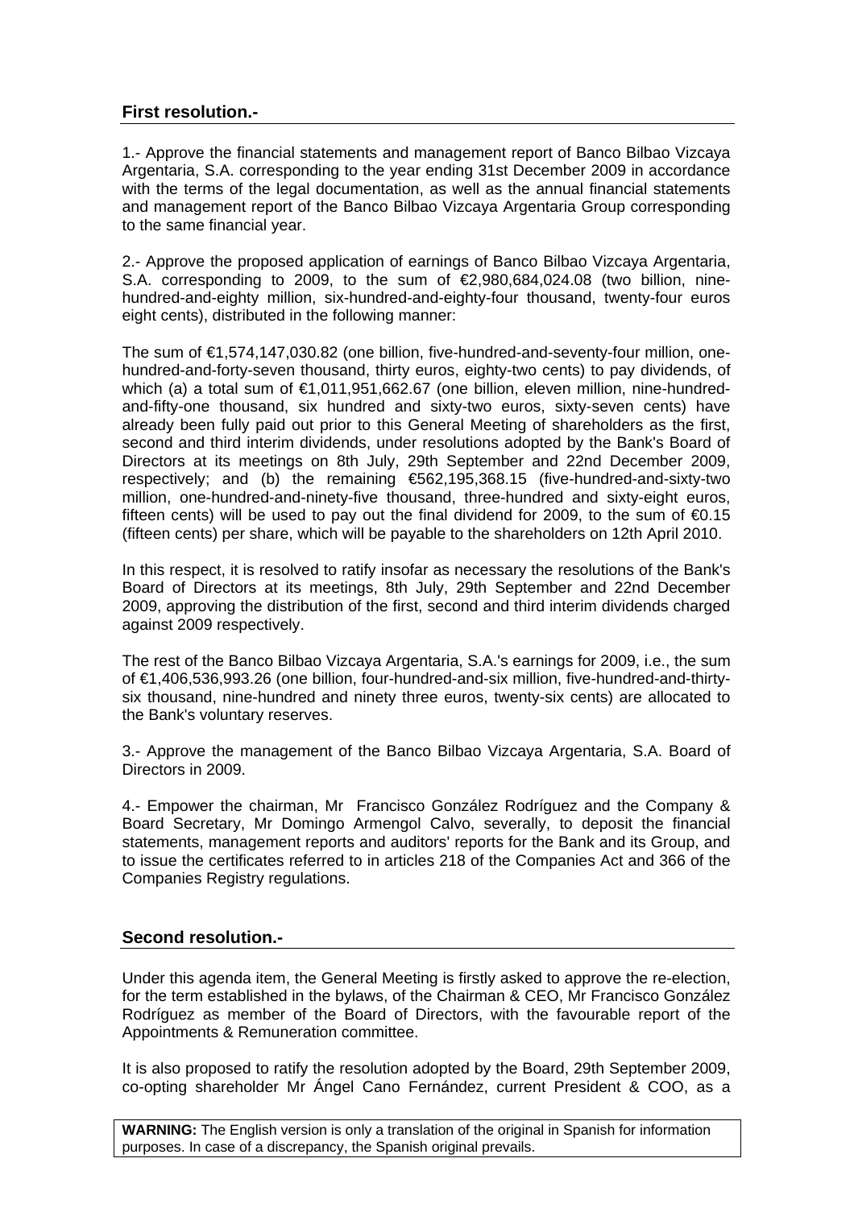## First resolution.-

1.- Approve the financial statements and management report of Banco Bilbao Vizcaya Argentaria, S.A. corresponding to the year ending 31st December 2009 in accordance with the terms of the legal documentation, as well as the annual financial statements and management report of the Banco Bilbao Vizcaya Argentaria Group corresponding to the same financial year.

2.- Approve the proposed application of earnings of Banco Bilbao Vizcaya Argentaria, S.A. corresponding to 2009, to the sum of €2,980,684,024.08 (two billion, nine-hundred-and-eighty million, six-hundred-and-eighty-four thousand, twenty-four euros eight cents), distributed in the following manner:

The sum of €1,574,147,030.82 (one billion, five-hundred-and-seventy-four million, one-hundred-and-forty-seven thousand, thirty euros, eighty-two cents) to pay dividends, of which (a) a total sum of €1,011,951,662.67 (one billion, eleven million, nine-hundred-and-fifty-one thousand, six hundred and sixty-two euros, sixty-seven cents) have already been fully paid out prior to this General Meeting of shareholders as the first, second and third interim dividends, under resolutions adopted by the Bank's Board of Directors at its meetings on 8th July, 29th September and 22nd December 2009, respectively; and (b) the remaining €562,195,368.15 (five-hundred-and-sixty-two million, one-hundred-and-ninety-five thousand, three-hundred and sixty-eight euros, fifteen cents) will be used to pay out the final dividend for 2009, to the sum of €0.15 (fifteen cents) per share, which will be payable to the shareholders on 12th April 2010.

In this respect, it is resolved to ratify insofar as necessary the resolutions of the Bank's Board of Directors at its meetings, 8th July, 29th September and 22nd December 2009, approving the distribution of the first, second and third interim dividends charged against 2009 respectively.

The rest of the Banco Bilbao Vizcaya Argentaria, S.A.'s earnings for 2009, i.e., the sum of €1,406,536,993.26 (one billion, four-hundred-and-six million, five-hundred-and-thirty-six thousand, nine-hundred and ninety three euros, twenty-six cents) are allocated to the Bank's voluntary reserves.

3.- Approve the management of the Banco Bilbao Vizcaya Argentaria, S.A. Board of Directors in 2009.

4.- Empower the chairman, Mr Francisco González Rodríguez and the Company & Board Secretary, Mr Domingo Armengol Calvo, severally, to deposit the financial statements, management reports and auditors' reports for the Bank and its Group, and to issue the certificates referred to in articles 218 of the Companies Act and 366 of the Companies Registry regulations.

## Second resolution.-

Under this agenda item, the General Meeting is firstly asked to approve the re-election, for the term established in the bylaws, of the Chairman & CEO, Mr Francisco González Rodríguez as member of the Board of Directors, with the favourable report of the Appointments & Remuneration committee.

It is also proposed to ratify the resolution adopted by the Board, 29th September 2009, co-opting shareholder Mr Ángel Cano Fernández, current President & COO, as a

**WARNING:** The English version is only a translation of the original in Spanish for information purposes. In case of a discrepancy, the Spanish original prevails.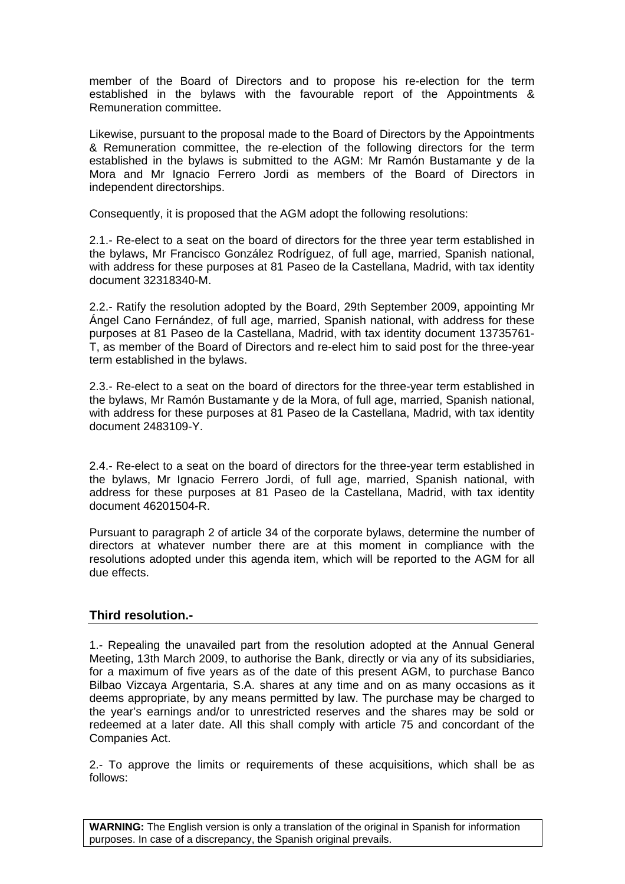member of the Board of Directors and to propose his re-election for the term established in the bylaws with the favourable report of the Appointments & Remuneration committee.

Likewise, pursuant to the proposal made to the Board of Directors by the Appointments & Remuneration committee, the re-election of the following directors for the term established in the bylaws is submitted to the AGM: Mr Ramón Bustamante y de la Mora and Mr Ignacio Ferrero Jordi as members of the Board of Directors in independent directorships.

Consequently, it is proposed that the AGM adopt the following resolutions:

2.1.- Re-elect to a seat on the board of directors for the three year term established in the bylaws, Mr Francisco González Rodríguez, of full age, married, Spanish national, with address for these purposes at 81 Paseo de la Castellana, Madrid, with tax identity document 32318340-M.

2.2.- Ratify the resolution adopted by the Board, 29th September 2009, appointing Mr Ángel Cano Fernández, of full age, married, Spanish national, with address for these purposes at 81 Paseo de la Castellana, Madrid, with tax identity document 13735761-T, as member of the Board of Directors and re-elect him to said post for the three-year term established in the bylaws.

2.3.- Re-elect to a seat on the board of directors for the three-year term established in the bylaws, Mr Ramón Bustamante y de la Mora, of full age, married, Spanish national, with address for these purposes at 81 Paseo de la Castellana, Madrid, with tax identity document 2483109-Y.

2.4.- Re-elect to a seat on the board of directors for the three-year term established in the bylaws, Mr Ignacio Ferrero Jordi, of full age, married, Spanish national, with address for these purposes at 81 Paseo de la Castellana, Madrid, with tax identity document 46201504-R.

Pursuant to paragraph 2 of article 34 of the corporate bylaws, determine the number of directors at whatever number there are at this moment in compliance with the resolutions adopted under this agenda item, which will be reported to the AGM for all due effects.

## Third resolution.-

1.- Repealing the unavailed part from the resolution adopted at the Annual General Meeting, 13th March 2009, to authorise the Bank, directly or via any of its subsidiaries, for a maximum of five years as of the date of this present AGM, to purchase Banco Bilbao Vizcaya Argentaria, S.A. shares at any time and on as many occasions as it deems appropriate, by any means permitted by law. The purchase may be charged to the year's earnings and/or to unrestricted reserves and the shares may be sold or redeemed at a later date. All this shall comply with article 75 and concordant of the Companies Act.

2.- To approve the limits or requirements of these acquisitions, which shall be as follows:

**WARNING:** The English version is only a translation of the original in Spanish for information purposes. In case of a discrepancy, the Spanish original prevails.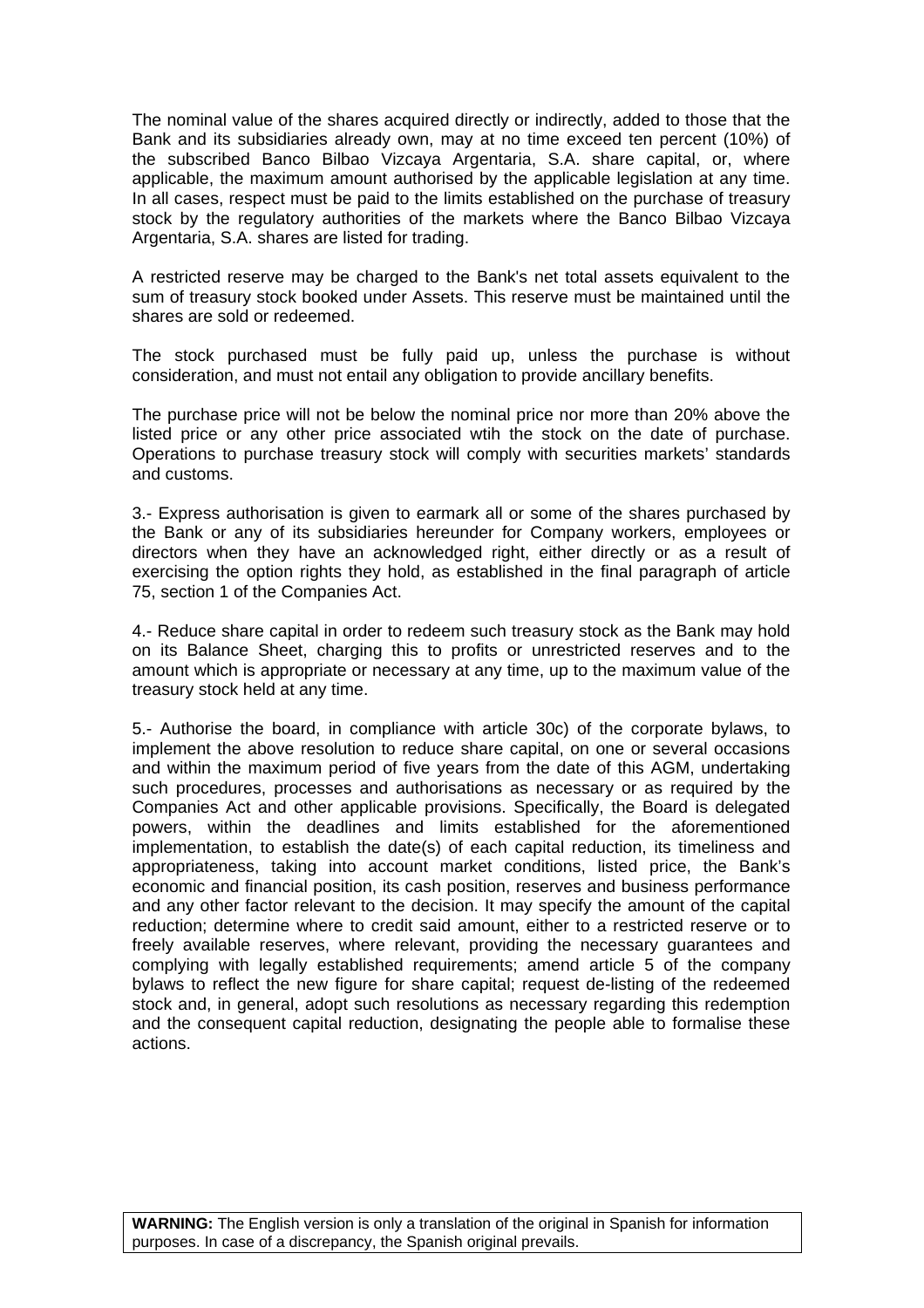The nominal value of the shares acquired directly or indirectly, added to those that the Bank and its subsidiaries already own, may at no time exceed ten percent (10%) of the subscribed Banco Bilbao Vizcaya Argentaria, S.A. share capital, or, where applicable, the maximum amount authorised by the applicable legislation at any time. In all cases, respect must be paid to the limits established on the purchase of treasury stock by the regulatory authorities of the markets where the Banco Bilbao Vizcaya Argentaria, S.A. shares are listed for trading.

A restricted reserve may be charged to the Bank's net total assets equivalent to the sum of treasury stock booked under Assets. This reserve must be maintained until the shares are sold or redeemed.

The stock purchased must be fully paid up, unless the purchase is without consideration, and must not entail any obligation to provide ancillary benefits.

The purchase price will not be below the nominal price nor more than 20% above the listed price or any other price associated wtih the stock on the date of purchase. Operations to purchase treasury stock will comply with securities markets' standards and customs.

3.- Express authorisation is given to earmark all or some of the shares purchased by the Bank or any of its subsidiaries hereunder for Company workers, employees or directors when they have an acknowledged right, either directly or as a result of exercising the option rights they hold, as established in the final paragraph of article 75, section 1 of the Companies Act.

4.- Reduce share capital in order to redeem such treasury stock as the Bank may hold on its Balance Sheet, charging this to profits or unrestricted reserves and to the amount which is appropriate or necessary at any time, up to the maximum value of the treasury stock held at any time.

5.- Authorise the board, in compliance with article 30c) of the corporate bylaws, to implement the above resolution to reduce share capital, on one or several occasions and within the maximum period of five years from the date of this AGM, undertaking such procedures, processes and authorisations as necessary or as required by the Companies Act and other applicable provisions. Specifically, the Board is delegated powers, within the deadlines and limits established for the aforementioned implementation, to establish the date(s) of each capital reduction, its timeliness and appropriateness, taking into account market conditions, listed price, the Bank's economic and financial position, its cash position, reserves and business performance and any other factor relevant to the decision. It may specify the amount of the capital reduction; determine where to credit said amount, either to a restricted reserve or to freely available reserves, where relevant, providing the necessary guarantees and complying with legally established requirements; amend article 5 of the company bylaws to reflect the new figure for share capital; request de-listing of the redeemed stock and, in general, adopt such resolutions as necessary regarding this redemption and the consequent capital reduction, designating the people able to formalise these actions.

**WARNING:** The English version is only a translation of the original in Spanish for information purposes. In case of a discrepancy, the Spanish original prevails.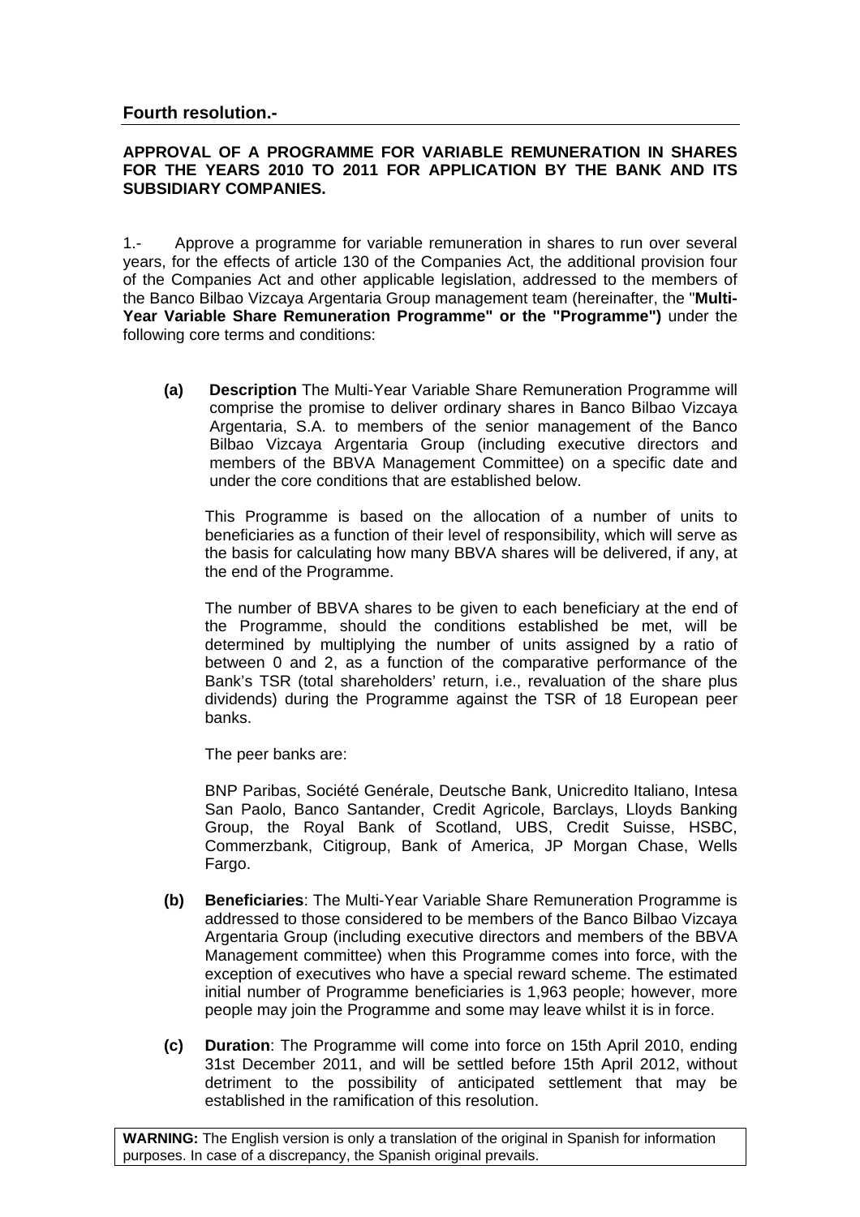## Fourth resolution.-

**APPROVAL OF A PROGRAMME FOR VARIABLE REMUNERATION IN SHARES FOR THE YEARS 2010 TO 2011 FOR APPLICATION BY THE BANK AND ITS SUBSIDIARY COMPANIES.**

1.- Approve a programme for variable remuneration in shares to run over several years, for the effects of article 130 of the Companies Act, the additional provision four of the Companies Act and other applicable legislation, addressed to the members of the Banco Bilbao Vizcaya Argentaria Group management team (hereinafter, the "**Multi-Year Variable Share Remuneration Programme" or the "Programme")** under the following core terms and conditions:

**(a) Description** The Multi-Year Variable Share Remuneration Programme will comprise the promise to deliver ordinary shares in Banco Bilbao Vizcaya Argentaria, S.A. to members of the senior management of the Banco Bilbao Vizcaya Argentaria Group (including executive directors and members of the BBVA Management Committee) on a specific date and under the core conditions that are established below.

This Programme is based on the allocation of a number of units to beneficiaries as a function of their level of responsibility, which will serve as the basis for calculating how many BBVA shares will be delivered, if any, at the end of the Programme.

The number of BBVA shares to be given to each beneficiary at the end of the Programme, should the conditions established be met, will be determined by multiplying the number of units assigned by a ratio of between 0 and 2, as a function of the comparative performance of the Bank's TSR (total shareholders' return, i.e., revaluation of the share plus dividends) during the Programme against the TSR of 18 European peer banks.

The peer banks are:

BNP Paribas, Société Genérale, Deutsche Bank, Unicredito Italiano, Intesa San Paolo, Banco Santander, Credit Agricole, Barclays, Lloyds Banking Group, the Royal Bank of Scotland, UBS, Credit Suisse, HSBC, Commerzbank, Citigroup, Bank of America, JP Morgan Chase, Wells Fargo.

**(b) Beneficiaries**: The Multi-Year Variable Share Remuneration Programme is addressed to those considered to be members of the Banco Bilbao Vizcaya Argentaria Group (including executive directors and members of the BBVA Management committee) when this Programme comes into force, with the exception of executives who have a special reward scheme. The estimated initial number of Programme beneficiaries is 1,963 people; however, more people may join the Programme and some may leave whilst it is in force.

**(c) Duration**: The Programme will come into force on 15th April 2010, ending 31st December 2011, and will be settled before 15th April 2012, without detriment to the possibility of anticipated settlement that may be established in the ramification of this resolution.

**WARNING:** The English version is only a translation of the original in Spanish for information purposes. In case of a discrepancy, the Spanish original prevails.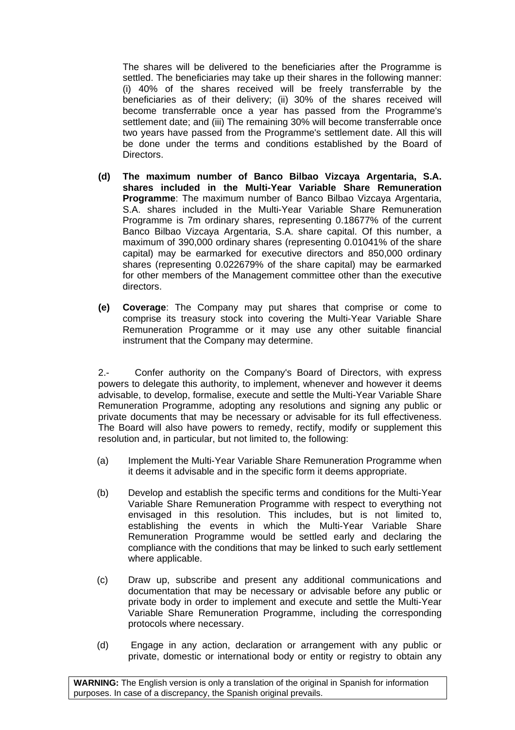The shares will be delivered to the beneficiaries after the Programme is settled. The beneficiaries may take up their shares in the following manner: (i) 40% of the shares received will be freely transferrable by the beneficiaries as of their delivery; (ii) 30% of the shares received will become transferrable once a year has passed from the Programme's settlement date; and (iii) The remaining 30% will become transferrable once two years have passed from the Programme's settlement date. All this will be done under the terms and conditions established by the Board of Directors.

**(d) The maximum number of Banco Bilbao Vizcaya Argentaria, S.A. shares included in the Multi-Year Variable Share Remuneration Programme**: The maximum number of Banco Bilbao Vizcaya Argentaria, S.A. shares included in the Multi-Year Variable Share Remuneration Programme is 7m ordinary shares, representing 0.18677% of the current Banco Bilbao Vizcaya Argentaria, S.A. share capital. Of this number, a maximum of 390,000 ordinary shares (representing 0.01041% of the share capital) may be earmarked for executive directors and 850,000 ordinary shares (representing 0.022679% of the share capital) may be earmarked for other members of the Management committee other than the executive directors.

**(e) Coverage**: The Company may put shares that comprise or come to comprise its treasury stock into covering the Multi-Year Variable Share Remuneration Programme or it may use any other suitable financial instrument that the Company may determine.

2.- Confer authority on the Company's Board of Directors, with express powers to delegate this authority, to implement, whenever and however it deems advisable, to develop, formalise, execute and settle the Multi-Year Variable Share Remuneration Programme, adopting any resolutions and signing any public or private documents that may be necessary or advisable for its full effectiveness. The Board will also have powers to remedy, rectify, modify or supplement this resolution and, in particular, but not limited to, the following:

(a) Implement the Multi-Year Variable Share Remuneration Programme when it deems it advisable and in the specific form it deems appropriate.

(b) Develop and establish the specific terms and conditions for the Multi-Year Variable Share Remuneration Programme with respect to everything not envisaged in this resolution. This includes, but is not limited to, establishing the events in which the Multi-Year Variable Share Remuneration Programme would be settled early and declaring the compliance with the conditions that may be linked to such early settlement where applicable.

(c) Draw up, subscribe and present any additional communications and documentation that may be necessary or advisable before any public or private body in order to implement and execute and settle the Multi-Year Variable Share Remuneration Programme, including the corresponding protocols where necessary.

(d) Engage in any action, declaration or arrangement with any public or private, domestic or international body or entity or registry to obtain any

**WARNING:** The English version is only a translation of the original in Spanish for information purposes. In case of a discrepancy, the Spanish original prevails.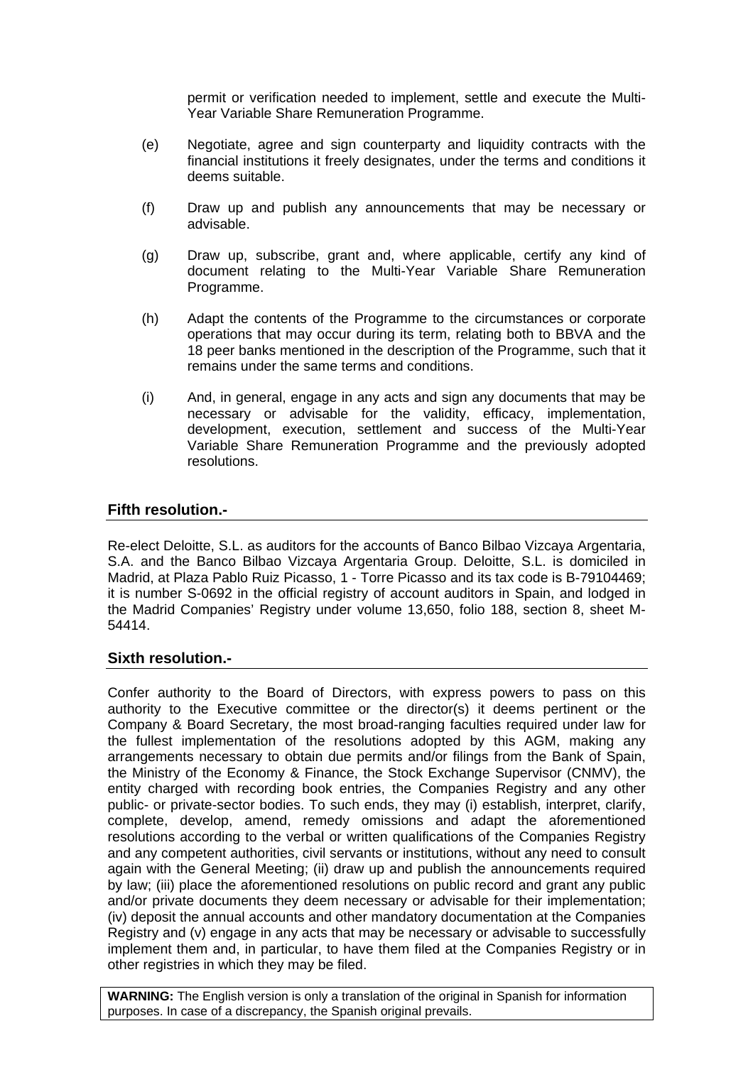permit or verification needed to implement, settle and execute the Multi-Year Variable Share Remuneration Programme.

(e) Negotiate, agree and sign counterparty and liquidity contracts with the financial institutions it freely designates, under the terms and conditions it deems suitable.

(f) Draw up and publish any announcements that may be necessary or advisable.

(g) Draw up, subscribe, grant and, where applicable, certify any kind of document relating to the Multi-Year Variable Share Remuneration Programme.

(h) Adapt the contents of the Programme to the circumstances or corporate operations that may occur during its term, relating both to BBVA and the 18 peer banks mentioned in the description of the Programme, such that it remains under the same terms and conditions.

(i) And, in general, engage in any acts and sign any documents that may be necessary or advisable for the validity, efficacy, implementation, development, execution, settlement and success of the Multi-Year Variable Share Remuneration Programme and the previously adopted resolutions.

## Fifth resolution.-

Re-elect Deloitte, S.L. as auditors for the accounts of Banco Bilbao Vizcaya Argentaria, S.A. and the Banco Bilbao Vizcaya Argentaria Group. Deloitte, S.L. is domiciled in Madrid, at Plaza Pablo Ruiz Picasso, 1 - Torre Picasso and its tax code is B-79104469; it is number S-0692 in the official registry of account auditors in Spain, and lodged in the Madrid Companies' Registry under volume 13,650, folio 188, section 8, sheet M-54414.

## Sixth resolution.-

Confer authority to the Board of Directors, with express powers to pass on this authority to the Executive committee or the director(s) it deems pertinent or the Company & Board Secretary, the most broad-ranging faculties required under law for the fullest implementation of the resolutions adopted by this AGM, making any arrangements necessary to obtain due permits and/or filings from the Bank of Spain, the Ministry of the Economy & Finance, the Stock Exchange Supervisor (CNMV), the entity charged with recording book entries, the Companies Registry and any other public- or private-sector bodies. To such ends, they may (i) establish, interpret, clarify, complete, develop, amend, remedy omissions and adapt the aforementioned resolutions according to the verbal or written qualifications of the Companies Registry and any competent authorities, civil servants or institutions, without any need to consult again with the General Meeting; (ii) draw up and publish the announcements required by law; (iii) place the aforementioned resolutions on public record and grant any public and/or private documents they deem necessary or advisable for their implementation; (iv) deposit the annual accounts and other mandatory documentation at the Companies Registry and (v) engage in any acts that may be necessary or advisable to successfully implement them and, in particular, to have them filed at the Companies Registry or in other registries in which they may be filed.

**WARNING:** The English version is only a translation of the original in Spanish for information purposes. In case of a discrepancy, the Spanish original prevails.